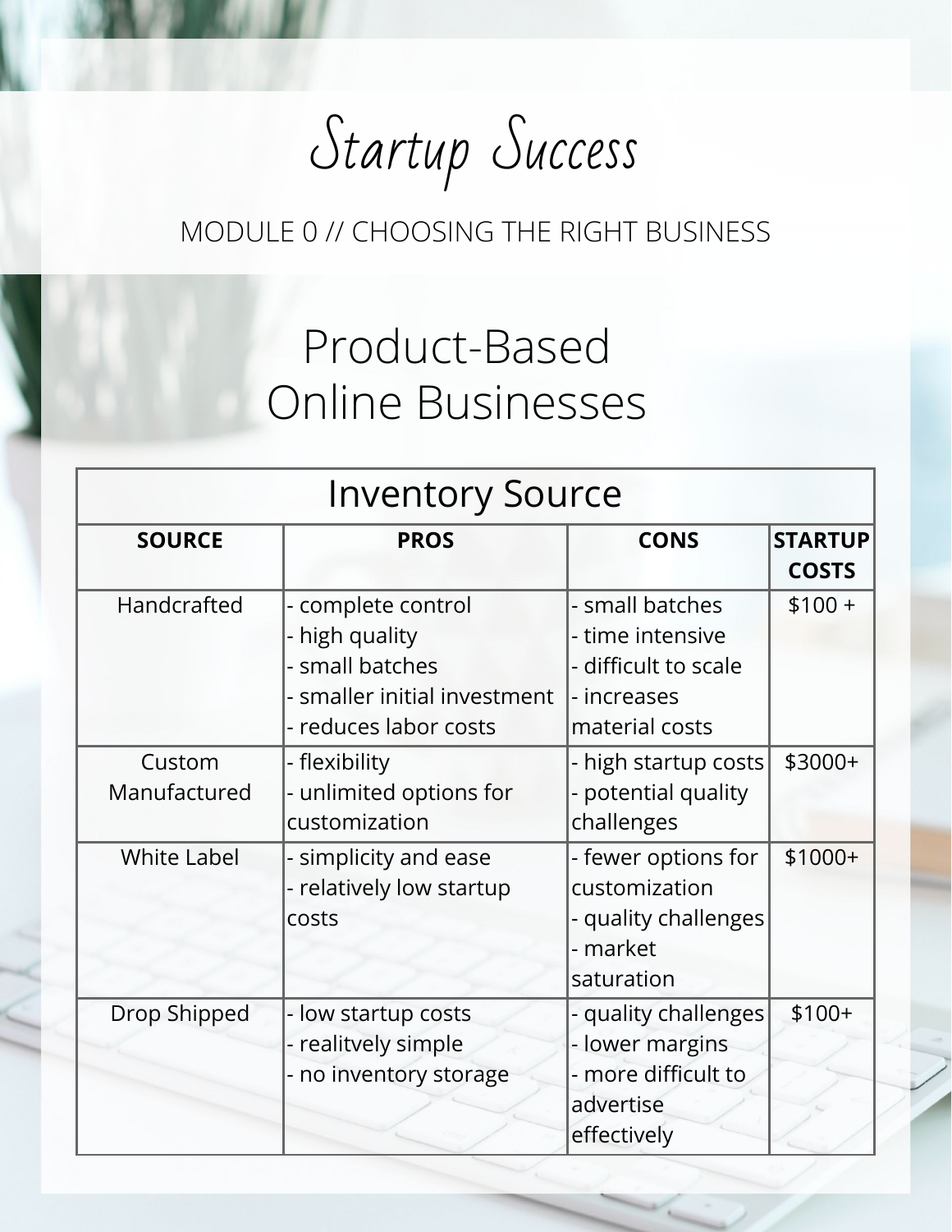# Startup Success

MODULE 0 // CHOOSING THE RIGHT BUSINESS

## Product-Based Online Businesses

| Inventory Source | | | |
|---|---|---|---|
| **SOURCE** | **PROS** | **CONS** | **STARTUP COSTS** |
| Handcrafted | - complete control<br>- high quality<br>- small batches<br>- smaller initial investment<br>- reduces labor costs | - small batches<br>- time intensive<br>- difficult to scale<br>- increases material costs | $100 + |
| Custom Manufactured | - flexibility<br>- unlimited options for customization | - high startup costs<br>- potential quality challenges | $3000+ |
| White Label | - simplicity and ease<br>- relatively low startup costs | - fewer options for customization<br>- quality challenges<br>- market saturation | $1000+ |
| Drop Shipped | - low startup costs<br>- realitvely simple<br>- no inventory storage | - quality challenges<br>- lower margins<br>- more difficult to advertise effectively | $100+ |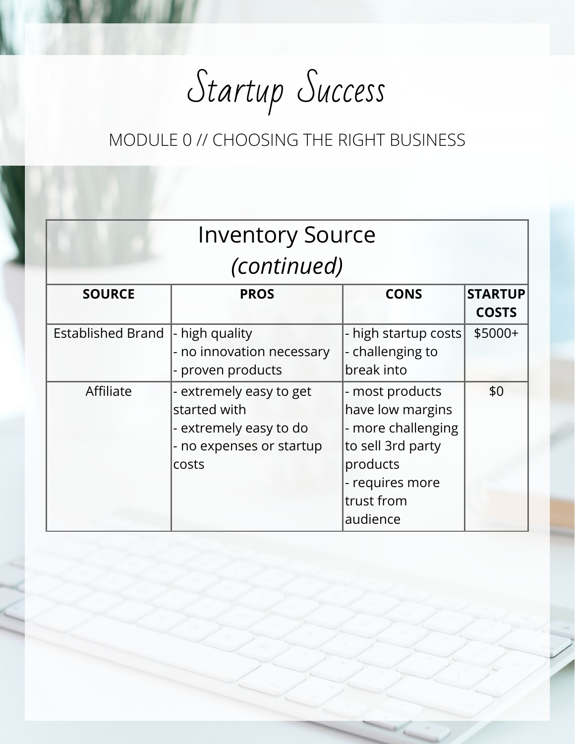# Startup Success

## MODULE 0 // CHOOSING THE RIGHT BUSINESS

### Inventory Source *(continued)*

| SOURCE | PROS | CONS | STARTUP COSTS |
|---|---|---|---|
| Established Brand | - high quality<br>- no innovation necessary<br>- proven products | - high startup costs<br>- challenging to break into | $5000+ |
| Affiliate | - extremely easy to get started with<br>- extremely easy to do<br>- no expenses or startup costs | - most products have low margins<br>- more challenging to sell 3rd party products<br>- requires more trust from audience | $0 |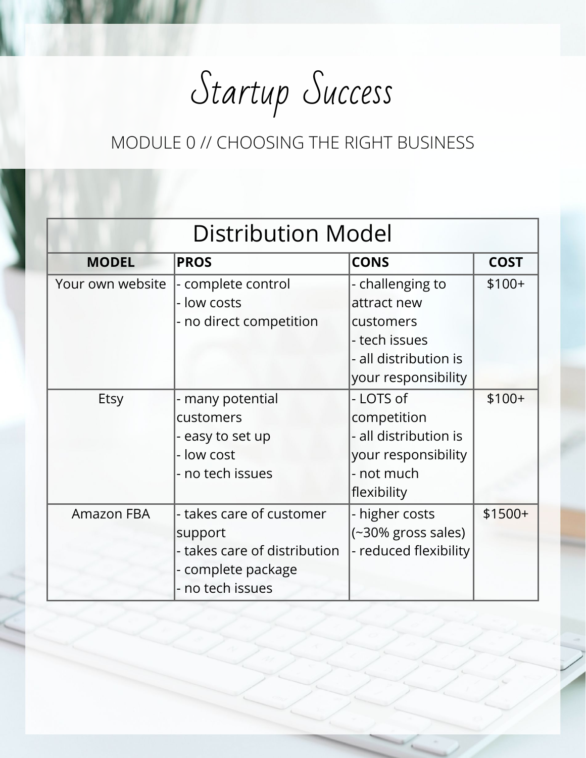# Startup Success

## MODULE 0 // CHOOSING THE RIGHT BUSINESS

| Distribution Model | | | |
|---|---|---|---|
| **MODEL** | **PROS** | **CONS** | **COST** |
| Your own website | - complete control<br>- low costs<br>- no direct competition | - challenging to attract new customers<br>- tech issues<br>- all distribution is your responsibility | $100+ |
| Etsy | - many potential customers<br>- easy to set up<br>- low cost<br>- no tech issues | - LOTS of competition<br>- all distribution is your responsibility<br>- not much flexibility | $100+ |
| Amazon FBA | - takes care of customer support<br>- takes care of distribution<br>- complete package<br>- no tech issues | - higher costs (~30% gross sales)<br>- reduced flexibility | $1500+ |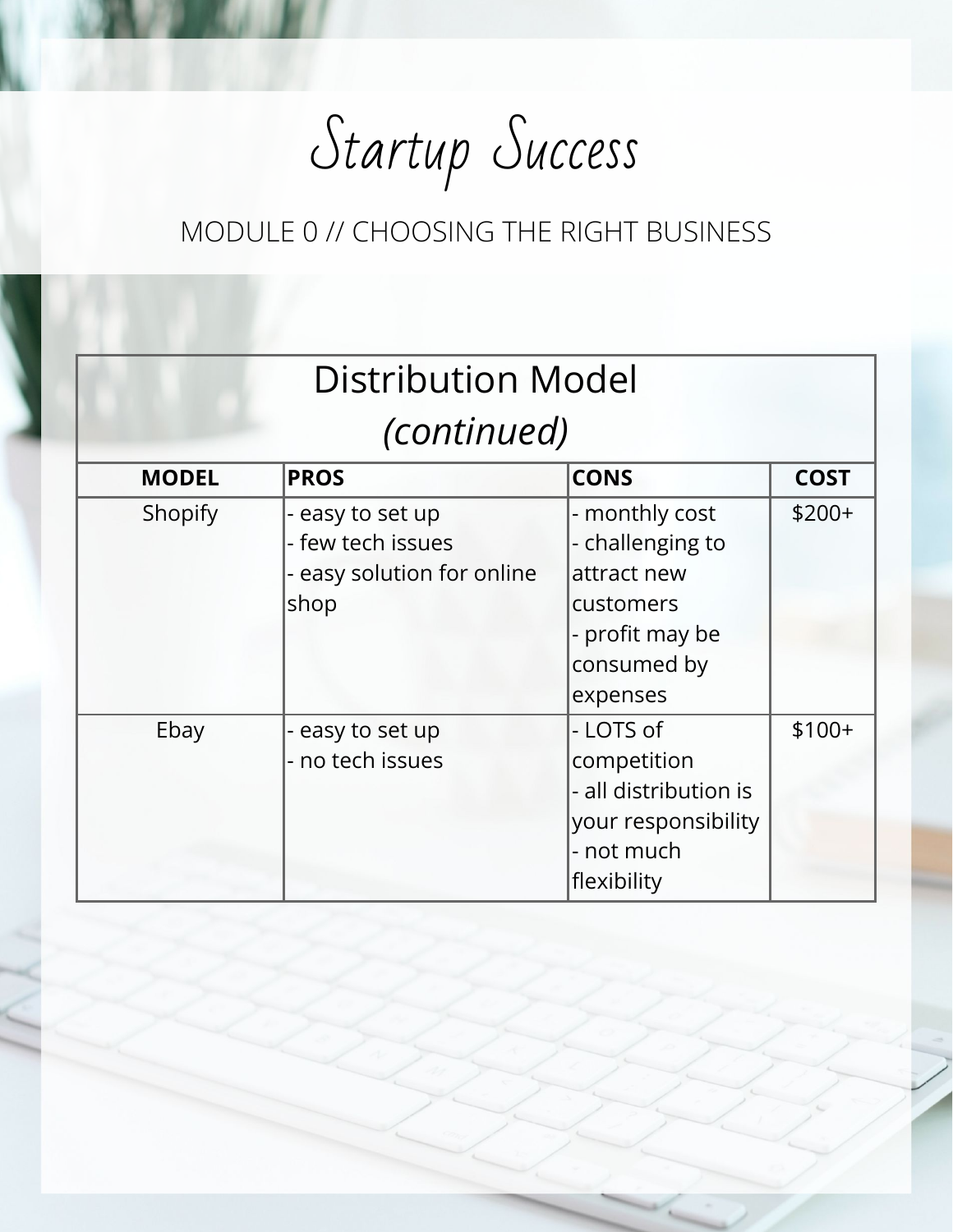# Startup Success

MODULE 0 // CHOOSING THE RIGHT BUSINESS

## Distribution Model *(continued)*

| MODEL | PROS | CONS | COST |
|---|---|---|---|
| Shopify | - easy to set up<br>- few tech issues<br>- easy solution for online shop | - monthly cost<br>- challenging to attract new customers<br>- profit may be consumed by expenses | $200+ |
| Ebay | - easy to set up<br>- no tech issues | - LOTS of competition<br>- all distribution is your responsibility<br>- not much flexibility | $100+ |